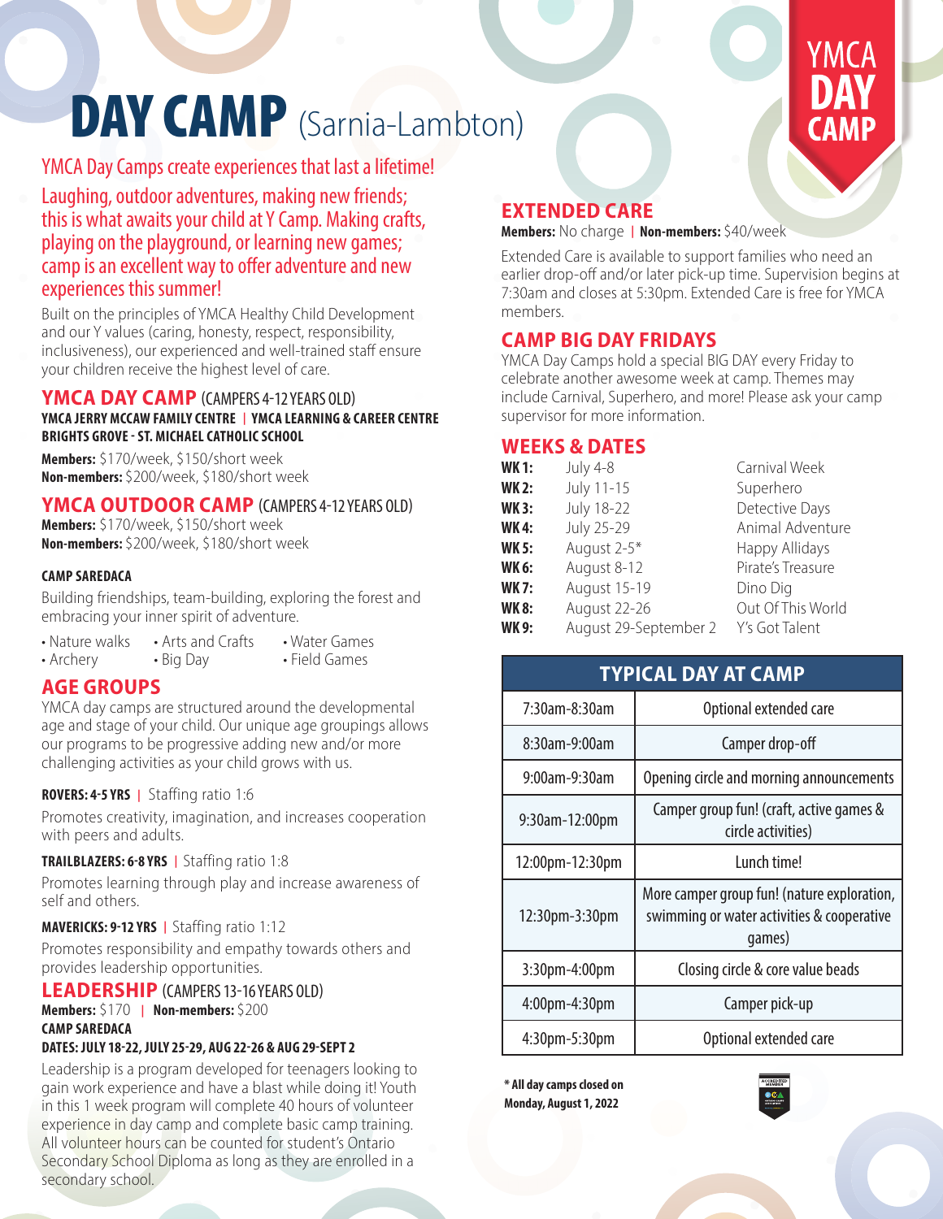# DAY CAMP (Sarnia-Lambton)

YMCA DAY CAMP

YMCA Day Camps create experiences that last a lifetime!

Laughing, outdoor adventures, making new friends; this is what awaits your child at Y Camp. Making crafts, playing on the playground, or learning new games; camp is an excellent way to offer adventure and new experiences this summer!

Built on the principles of YMCA Healthy Child Development and our Y values (caring, honesty, respect, responsibility, inclusiveness), our experienced and well-trained staff ensure your children receive the highest level of care.

## YMCA DAY CAMP (CAMPERS 4-12 YEARS OLD)

**YMCA JERRY MCCAW FAMILY CENTRE | YMCA LEARNING & CAREER CENTRE**
**BRIGHTS GROVE - ST. MICHAEL CATHOLIC SCHOOL**

**Members:** $170/week, $150/short week
**Non-members:** $200/week, $180/short week

## YMCA OUTDOOR CAMP (CAMPERS 4-12 YEARS OLD)

**Members:** $170/week, $150/short week
**Non-members:** $200/week, $180/short week

**CAMP SAREDACA**

Building friendships, team-building, exploring the forest and embracing your inner spirit of adventure.

- Nature walks
- Archery
- Arts and Crafts
- Big Day
- Water Games
- Field Games

## AGE GROUPS

YMCA day camps are structured around the developmental age and stage of your child. Our unique age groupings allows our programs to be progressive adding new and/or more challenging activities as your child grows with us.

**ROVERS: 4-5 YRS** | Staffing ratio 1:6

Promotes creativity, imagination, and increases cooperation with peers and adults.

**TRAILBLAZERS: 6-8 YRS** | Staffing ratio 1:8

Promotes learning through play and increase awareness of self and others.

**MAVERICKS: 9-12 YRS** | Staffing ratio 1:12

Promotes responsibility and empathy towards others and provides leadership opportunities.

## LEADERSHIP (CAMPERS 13-16 YEARS OLD)

**Members:** $170 | **Non-members:** $200
**CAMP SAREDACA**
**DATES: JULY 18-22, JULY 25-29, AUG 22-26 & AUG 29-SEPT 2**

Leadership is a program developed for teenagers looking to gain work experience and have a blast while doing it! Youth in this 1 week program will complete 40 hours of volunteer experience in day camp and complete basic camp training. All volunteer hours can be counted for student's Ontario Secondary School Diploma as long as they are enrolled in a secondary school.

## EXTENDED CARE

**Members:** No charge | **Non-members:** $40/week

Extended Care is available to support families who need an earlier drop-off and/or later pick-up time. Supervision begins at 7:30am and closes at 5:30pm. Extended Care is free for YMCA members.

## CAMP BIG DAY FRIDAYS

YMCA Day Camps hold a special BIG DAY every Friday to celebrate another awesome week at camp. Themes may include Carnival, Superhero, and more! Please ask your camp supervisor for more information.

## WEEKS & DATES

| | | |
|---|---|---|
| **WK 1:** | July 4-8 | Carnival Week |
| **WK 2:** | July 11-15 | Superhero |
| **WK 3:** | July 18-22 | Detective Days |
| **WK 4:** | July 25-29 | Animal Adventure |
| **WK 5:** | August 2-5* | Happy Allidays |
| **WK 6:** | August 8-12 | Pirate's Treasure |
| **WK 7:** | August 15-19 | Dino Dig |
| **WK 8:** | August 22-26 | Out Of This World |
| **WK 9:** | August 29-September 2 | Y's Got Talent |

| TYPICAL DAY AT CAMP | |
|---|---|
| 7:30am-8:30am | Optional extended care |
| 8:30am-9:00am | Camper drop-off |
| 9:00am-9:30am | Opening circle and morning announcements |
| 9:30am-12:00pm | Camper group fun! (craft, active games & circle activities) |
| 12:00pm-12:30pm | Lunch time! |
| 12:30pm-3:30pm | More camper group fun! (nature exploration, swimming or water activities & cooperative games) |
| 3:30pm-4:00pm | Closing circle & core value beads |
| 4:00pm-4:30pm | Camper pick-up |
| 4:30pm-5:30pm | Optional extended care |

**\* All day camps closed on Monday, August 1, 2022**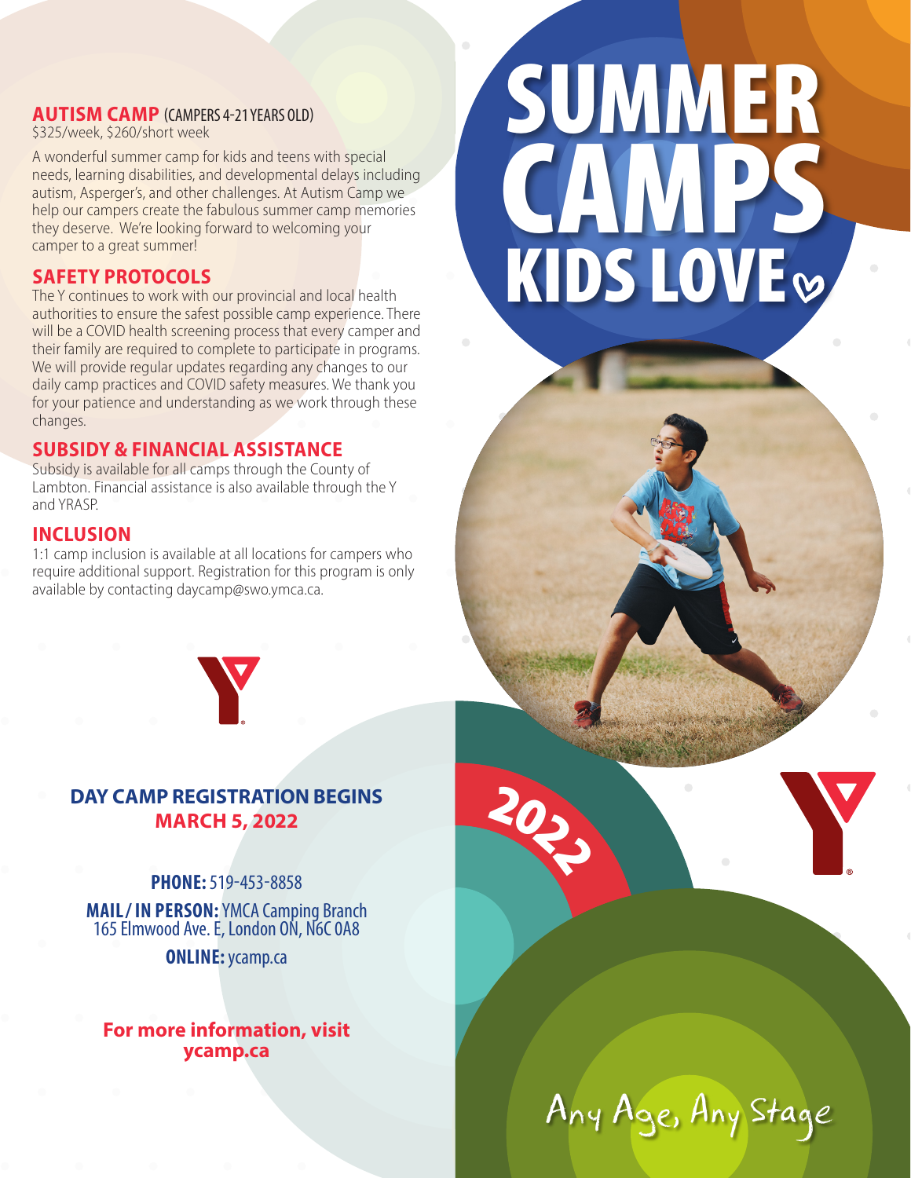## AUTISM CAMP (CAMPERS 4-21 YEARS OLD)

$325/week, $260/short week

A wonderful summer camp for kids and teens with special needs, learning disabilities, and developmental delays including autism, Asperger's, and other challenges. At Autism Camp we help our campers create the fabulous summer camp memories they deserve. We're looking forward to welcoming your camper to a great summer!

## SAFETY PROTOCOLS

The Y continues to work with our provincial and local health authorities to ensure the safest possible camp experience. There will be a COVID health screening process that every camper and their family are required to complete to participate in programs. We will provide regular updates regarding any changes to our daily camp practices and COVID safety measures. We thank you for your patience and understanding as we work through these changes.

## SUBSIDY & FINANCIAL ASSISTANCE

Subsidy is available for all camps through the County of Lambton. Financial assistance is also available through the Y and YRASP.

## INCLUSION

1:1 camp inclusion is available at all locations for campers who require additional support. Registration for this program is only available by contacting daycamp@swo.ymca.ca.

**DAY CAMP REGISTRATION BEGINS**
**MARCH 5, 2022**

**PHONE:** 519-453-8858

**MAIL / IN PERSON:** YMCA Camping Branch
165 Elmwood Ave. E, London ON, N6C 0A8

**ONLINE:** ycamp.ca

**For more information, visit ycamp.ca**

# SUMMER CAMPS KIDS LOVE

2022

Any Age, Any Stage